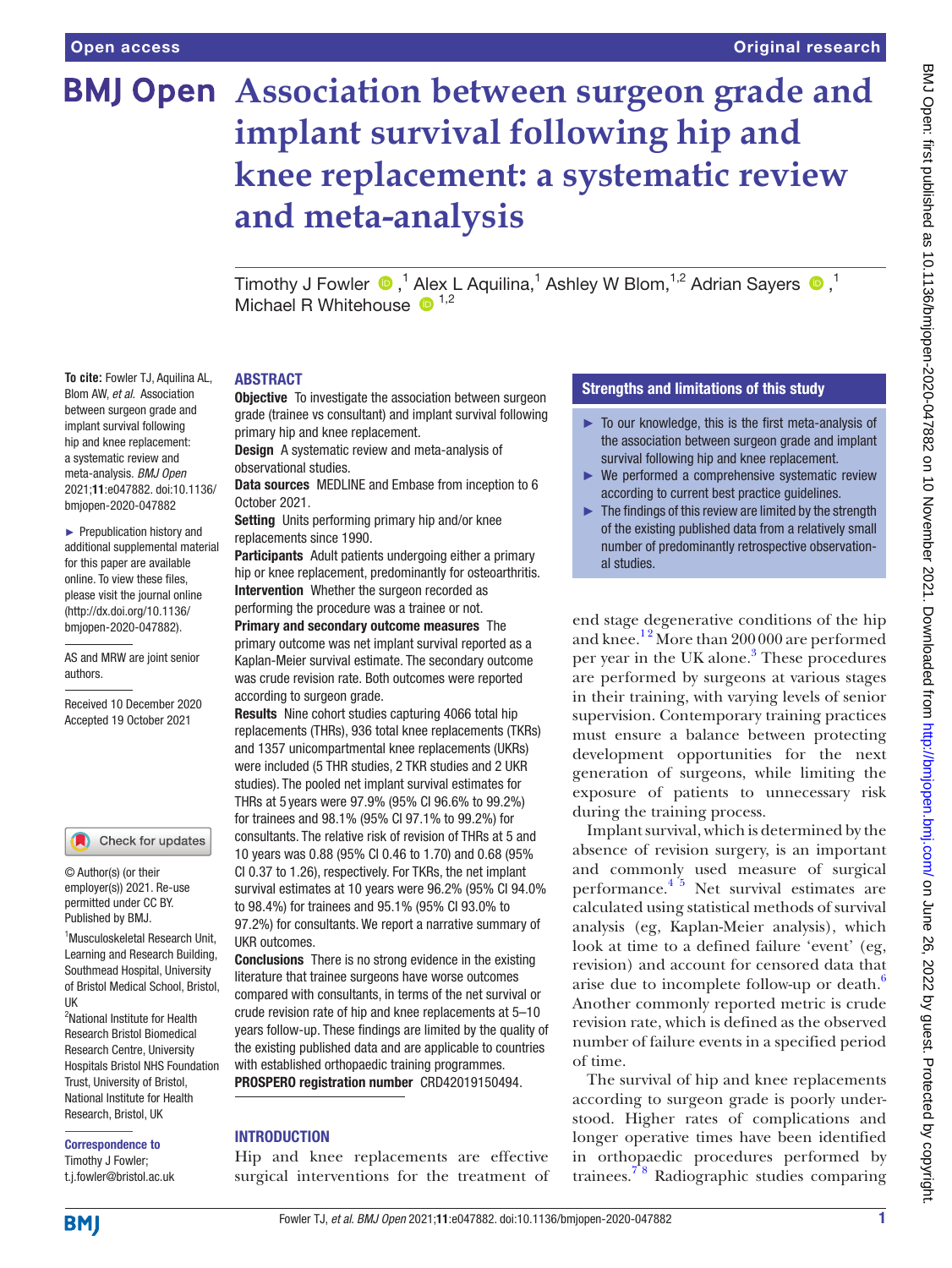# Association between surgeon grade and implant survival following hip and knee replacement: a systematic review and meta-analysis

Timothy J Fowler,[1] Alex L Aquilina,[1] Ashley W Blom,[1,2] Adrian Sayers,[1] Michael R Whitehouse[1,2]

**To cite:** Fowler TJ, Aquilina AL, Blom AW, *et al*. Association between surgeon grade and implant survival following hip and knee replacement: a systematic review and meta-analysis. *BMJ Open* 2021;**11**:e047882. doi:10.1136/bmjopen-2020-047882

► Prepublication history and additional supplemental material for this paper are available online. To view these files, please visit the journal online (http://dx.doi.org/10.1136/bmjopen-2020-047882).

AS and MRW are joint senior authors.

Received 10 December 2020
Accepted 19 October 2021

© Author(s) (or their employer(s)) 2021. Re-use permitted under CC BY. Published by BMJ.

[1]Musculoskeletal Research Unit, Learning and Research Building, Southmead Hospital, University of Bristol Medical School, Bristol, UK
[2]National Institute for Health Research Bristol Biomedical Research Centre, University Hospitals Bristol NHS Foundation Trust, University of Bristol, National Institute for Health Research, Bristol, UK

**Correspondence to**
Timothy J Fowler;
t.j.fowler@bristol.ac.uk

## ABSTRACT

**Objective** To investigate the association between surgeon grade (trainee vs consultant) and implant survival following primary hip and knee replacement.

**Design** A systematic review and meta-analysis of observational studies.

**Data sources** MEDLINE and Embase from inception to 6 October 2021.

**Setting** Units performing primary hip and/or knee replacements since 1990.

**Participants** Adult patients undergoing either a primary hip or knee replacement, predominantly for osteoarthritis.

**Intervention** Whether the surgeon recorded as performing the procedure was a trainee or not.

**Primary and secondary outcome measures** The primary outcome was net implant survival reported as a Kaplan-Meier survival estimate. The secondary outcome was crude revision rate. Both outcomes were reported according to surgeon grade.

**Results** Nine cohort studies capturing 4066 total hip replacements (THRs), 936 total knee replacements (TKRs) and 1357 unicompartmental knee replacements (UKRs) were included (5 THR studies, 2 TKR studies and 2 UKR studies). The pooled net implant survival estimates for THRs at 5 years were 97.9% (95% CI 96.6% to 99.2%) for trainees and 98.1% (95% CI 97.1% to 99.2%) for consultants. The relative risk of revision of THRs at 5 and 10 years was 0.88 (95% CI 0.46 to 1.70) and 0.68 (95% CI 0.37 to 1.26), respectively. For TKRs, the net implant survival estimates at 10 years were 96.2% (95% CI 94.0% to 98.4%) for trainees and 95.1% (95% CI 93.0% to 97.2%) for consultants. We report a narrative summary of UKR outcomes.

**Conclusions** There is no strong evidence in the existing literature that trainee surgeons have worse outcomes compared with consultants, in terms of the net survival or crude revision rate of hip and knee replacements at 5–10 years follow-up. These findings are limited by the quality of the existing published data and are applicable to countries with established orthopaedic training programmes.

**PROSPERO registration number** CRD42019150494.

### Strengths and limitations of this study

- ► To our knowledge, this is the first meta-analysis of the association between surgeon grade and implant survival following hip and knee replacement.
- ► We performed a comprehensive systematic review according to current best practice guidelines.
- ► The findings of this review are limited by the strength of the existing published data from a relatively small number of predominantly retrospective observational studies.

## INTRODUCTION

Hip and knee replacements are effective surgical interventions for the treatment of end stage degenerative conditions of the hip and knee.[1,2] More than 200 000 are performed per year in the UK alone.[3] These procedures are performed by surgeons at various stages in their training, with varying levels of senior supervision. Contemporary training practices must ensure a balance between protecting development opportunities for the next generation of surgeons, while limiting the exposure of patients to unnecessary risk during the training process.

Implant survival, which is determined by the absence of revision surgery, is an important and commonly used measure of surgical performance.[4,5] Net survival estimates are calculated using statistical methods of survival analysis (eg, Kaplan-Meier analysis), which look at time to a defined failure 'event' (eg, revision) and account for censored data that arise due to incomplete follow-up or death.[6] Another commonly reported metric is crude revision rate, which is defined as the observed number of failure events in a specified period of time.

The survival of hip and knee replacements according to surgeon grade is poorly understood. Higher rates of complications and longer operative times have been identified in orthopaedic procedures performed by trainees.[7,8] Radiographic studies comparing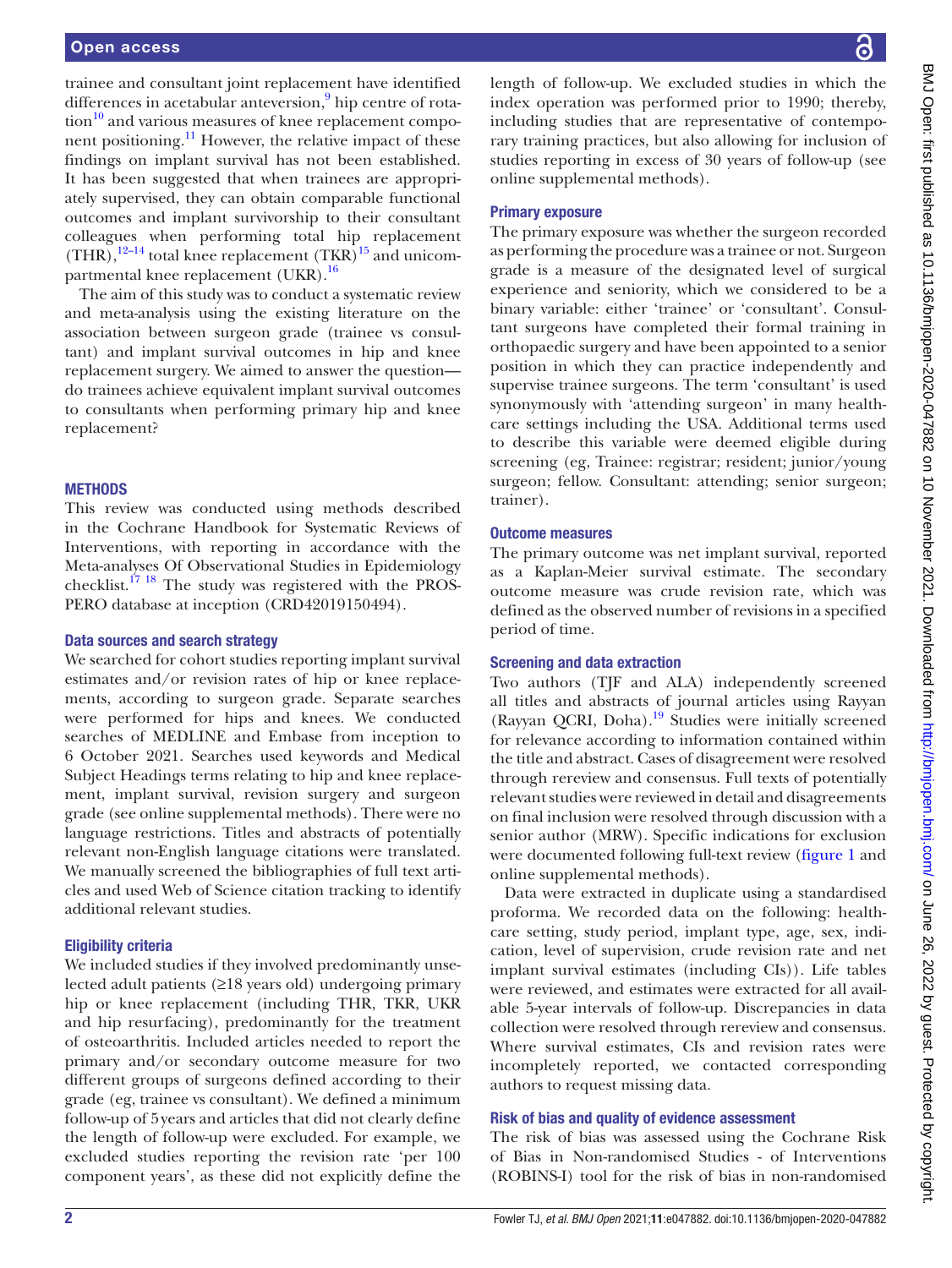trainee and consultant joint replacement have identified differences in acetabular anteversion,[9] hip centre of rotation[10] and various measures of knee replacement component positioning.[11] However, the relative impact of these findings on implant survival has not been established. It has been suggested that when trainees are appropriately supervised, they can obtain comparable functional outcomes and implant survivorship to their consultant colleagues when performing total hip replacement (THR),[12–14] total knee replacement (TKR)[15] and unicompartmental knee replacement (UKR).[16]

The aim of this study was to conduct a systematic review and meta-analysis using the existing literature on the association between surgeon grade (trainee vs consultant) and implant survival outcomes in hip and knee replacement surgery. We aimed to answer the question—do trainees achieve equivalent implant survival outcomes to consultants when performing primary hip and knee replacement?

## METHODS

This review was conducted using methods described in the Cochrane Handbook for Systematic Reviews of Interventions, with reporting in accordance with the Meta-analyses Of Observational Studies in Epidemiology checklist.[17 18] The study was registered with the PROSPERO database at inception (CRD42019150494).

### Data sources and search strategy

We searched for cohort studies reporting implant survival estimates and/or revision rates of hip or knee replacements, according to surgeon grade. Separate searches were performed for hips and knees. We conducted searches of MEDLINE and Embase from inception to 6 October 2021. Searches used keywords and Medical Subject Headings terms relating to hip and knee replacement, implant survival, revision surgery and surgeon grade (see online supplemental methods). There were no language restrictions. Titles and abstracts of potentially relevant non-English language citations were translated. We manually screened the bibliographies of full text articles and used Web of Science citation tracking to identify additional relevant studies.

### Eligibility criteria

We included studies if they involved predominantly unselected adult patients (≥18 years old) undergoing primary hip or knee replacement (including THR, TKR, UKR and hip resurfacing), predominantly for the treatment of osteoarthritis. Included articles needed to report the primary and/or secondary outcome measure for two different groups of surgeons defined according to their grade (eg, trainee vs consultant). We defined a minimum follow-up of 5 years and articles that did not clearly define the length of follow-up were excluded. For example, we excluded studies reporting the revision rate 'per 100 component years', as these did not explicitly define the length of follow-up. We excluded studies in which the index operation was performed prior to 1990; thereby, including studies that are representative of contemporary training practices, but also allowing for inclusion of studies reporting in excess of 30 years of follow-up (see online supplemental methods).

### Primary exposure

The primary exposure was whether the surgeon recorded as performing the procedure was a trainee or not. Surgeon grade is a measure of the designated level of surgical experience and seniority, which we considered to be a binary variable: either 'trainee' or 'consultant'. Consultant surgeons have completed their formal training in orthopaedic surgery and have been appointed to a senior position in which they can practice independently and supervise trainee surgeons. The term 'consultant' is used synonymously with 'attending surgeon' in many healthcare settings including the USA. Additional terms used to describe this variable were deemed eligible during screening (eg, Trainee: registrar; resident; junior/young surgeon; fellow. Consultant: attending; senior surgeon; trainer).

### Outcome measures

The primary outcome was net implant survival, reported as a Kaplan-Meier survival estimate. The secondary outcome measure was crude revision rate, which was defined as the observed number of revisions in a specified period of time.

### Screening and data extraction

Two authors (TJF and ALA) independently screened all titles and abstracts of journal articles using Rayyan (Rayyan QCRI, Doha).[19] Studies were initially screened for relevance according to information contained within the title and abstract. Cases of disagreement were resolved through rereview and consensus. Full texts of potentially relevant studies were reviewed in detail and disagreements on final inclusion were resolved through discussion with a senior author (MRW). Specific indications for exclusion were documented following full-text review (figure 1 and online supplemental methods).

Data were extracted in duplicate using a standardised proforma. We recorded data on the following: healthcare setting, study period, implant type, age, sex, indication, level of supervision, crude revision rate and net implant survival estimates (including CIs)). Life tables were reviewed, and estimates were extracted for all available 5-year intervals of follow-up. Discrepancies in data collection were resolved through rereview and consensus. Where survival estimates, CIs and revision rates were incompletely reported, we contacted corresponding authors to request missing data.

### Risk of bias and quality of evidence assessment

The risk of bias was assessed using the Cochrane Risk of Bias in Non-randomised Studies - of Interventions (ROBINS-I) tool for the risk of bias in non-randomised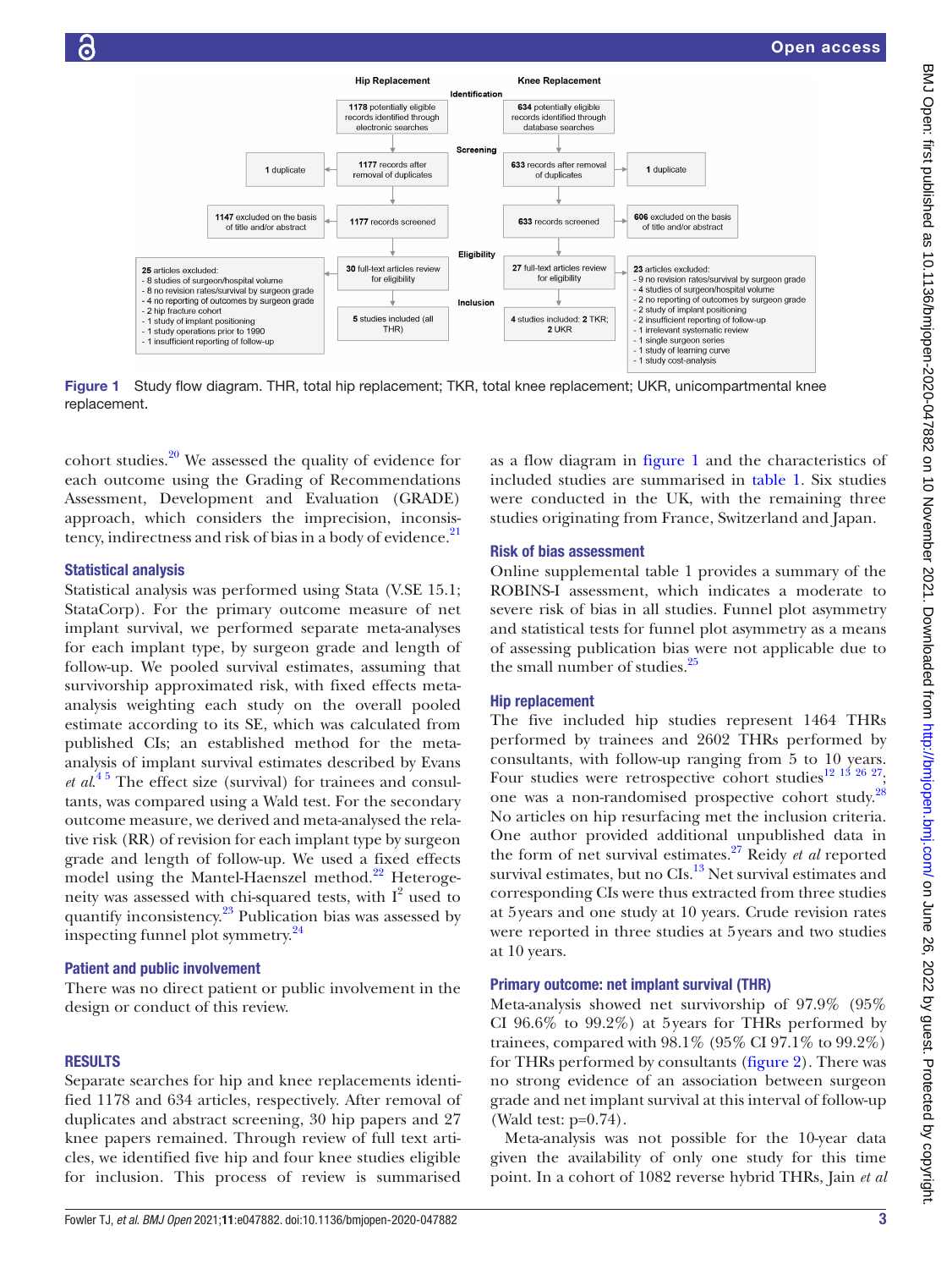**Hip Replacement**

**Identification**

- **1178** potentially eligible records identified through electronic searches
- **1177** records after removal of duplicates (**1** duplicate)
- **1177** records screened (**1147** excluded on the basis of title and/or abstract)
- **30** full-text articles review for eligibility
- **25** articles excluded:
  - 8 studies of surgeon/hospital volume
  - 8 no revision rates/survival by surgeon grade
  - 4 no reporting of outcomes by surgeon grade
  - 2 hip fracture cohort
  - 1 study of implant positioning
  - 1 study operations prior to 1990
  - 1 insufficient reporting of follow-up
- **5** studies included (all THR)

**Knee Replacement**

- **634** potentially eligible records identified through database searches
- **633** records after removal of duplicates (**1** duplicate)
- **633** records screened (**606** excluded on the basis of title and/or abstract)
- **27** full-text articles review for eligibility
- **23** articles excluded:
  - 9 no revision rates/survival by surgeon grade
  - 4 studies of surgeon/hospital volume
  - 2 no reporting of outcomes by surgeon grade
  - 2 study of implant positioning
  - 2 insufficient reporting of follow-up
  - 1 irrelevant systematic review
  - 1 single surgeon series
  - 1 study of learning curve
  - 1 study cost-analysis
- **4** studies included: **2** TKR; **2** UKR

Figure 1 Study flow diagram. THR, total hip replacement; TKR, total knee replacement; UKR, unicompartmental knee replacement.

cohort studies.[20] We assessed the quality of evidence for each outcome using the Grading of Recommendations Assessment, Development and Evaluation (GRADE) approach, which considers the imprecision, inconsistency, indirectness and risk of bias in a body of evidence.[21]

### Statistical analysis

Statistical analysis was performed using Stata (V.SE 15.1; StataCorp). For the primary outcome measure of net implant survival, we performed separate meta-analyses for each implant type, by surgeon grade and length of follow-up. We pooled survival estimates, assuming that survivorship approximated risk, with fixed effects meta-analysis weighting each study on the overall pooled estimate according to its SE, which was calculated from published CIs; an established method for the meta-analysis of implant survival estimates described by Evans *et al*.[4 5] The effect size (survival) for trainees and consultants, was compared using a Wald test. For the secondary outcome measure, we derived and meta-analysed the relative risk (RR) of revision for each implant type by surgeon grade and length of follow-up. We used a fixed effects model using the Mantel-Haenszel method.[22] Heterogeneity was assessed with chi-squared tests, with $I^2$ used to quantify inconsistency.[23] Publication bias was assessed by inspecting funnel plot symmetry.[24]

### Patient and public involvement

There was no direct patient or public involvement in the design or conduct of this review.

## RESULTS

Separate searches for hip and knee replacements identified 1178 and 634 articles, respectively. After removal of duplicates and abstract screening, 30 hip papers and 27 knee papers remained. Through review of full text articles, we identified five hip and four knee studies eligible for inclusion. This process of review is summarised as a flow diagram in figure 1 and the characteristics of included studies are summarised in table 1. Six studies were conducted in the UK, with the remaining three studies originating from France, Switzerland and Japan.

### Risk of bias assessment

Online supplemental table 1 provides a summary of the ROBINS-I assessment, which indicates a moderate to severe risk of bias in all studies. Funnel plot asymmetry and statistical tests for funnel plot asymmetry as a means of assessing publication bias were not applicable due to the small number of studies.[25]

### Hip replacement

The five included hip studies represent 1464 THRs performed by trainees and 2602 THRs performed by consultants, with follow-up ranging from 5 to 10 years. Four studies were retrospective cohort studies[12 13 26 27]; one was a non-randomised prospective cohort study.[28] No articles on hip resurfacing met the inclusion criteria. One author provided additional unpublished data in the form of net survival estimates.[27] Reidy *et al* reported survival estimates, but no CIs.[13] Net survival estimates and corresponding CIs were thus extracted from three studies at 5 years and one study at 10 years. Crude revision rates were reported in three studies at 5 years and two studies at 10 years.

### Primary outcome: net implant survival (THR)

Meta-analysis showed net survivorship of 97.9% (95% CI 96.6% to 99.2%) at 5 years for THRs performed by trainees, compared with 98.1% (95% CI 97.1% to 99.2%) for THRs performed by consultants (figure 2). There was no strong evidence of an association between surgeon grade and net implant survival at this interval of follow-up (Wald test: p=0.74).

Meta-analysis was not possible for the 10-year data given the availability of only one study for this time point. In a cohort of 1082 reverse hybrid THRs, Jain *et al*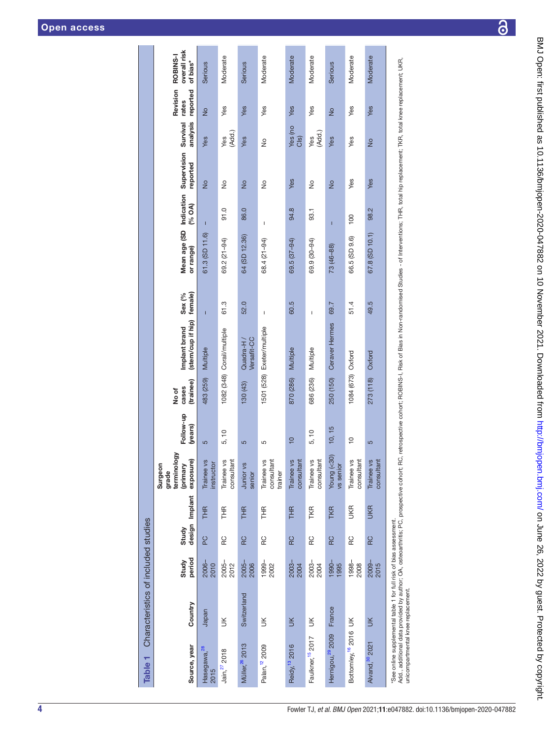**Table 1** Characteristics of included studies

| Source, year | Country | Study period | Study design | Implant | Surgeon grade terminology (primary exposure) | Follow-up (years) | No of cases (trainee) | Implant brand (stem/cup if hip) | Sex (% female) | Mean age (SD or range) | Indication (% OA) | Supervision reported | Survival analysis | Revision rates reported | ROBINS-I overall risk of bias* |
|---|---|---|---|---|---|---|---|---|---|---|---|---|---|---|---|
| Hasegawa,[28] 2015 | Japan | 2006–2010 | PC | THR | Trainee vs instructor | 5 | 483 (259) | Multiple | – | 61.3 (SD 11.6) | – | No | Yes | No | Serious |
| Jain,[27] 2018 | UK | 2005–2012 | RC | THR | Trainee vs consultant | 5, 10 | 1082 (348) | Corail/multiple | 61.3 | 69.2 (21–94) | 91.0 | No | Yes (Add.) | Yes | Moderate |
| Müller,[26] 2013 | Switzerland | 2005–2006 | RC | THR | Junior vs senior | 5 | 130 (43) | Quadra-H / Versafit-CC | 52.0 | 64 (SD 12.36) | 86.0 | No | Yes | Yes | Serious |
| Palan,[12] 2009 | UK | 1999–2002 | RC | THR | Trainee vs consultant trainer | 5 | 1501 (528) | Exeter/multiple | – | 68.4 (21–94) | – | No | No | Yes | Moderate |
| Reidy,[13] 2016 | UK | 2003–2004 | RC | THR | Trainee vs consultant | 10 | 870 (286) | Multiple | 60.5 | 69.5 (37–94) | 94.8 | Yes | Yes (no CIs) | Yes | Moderate |
| Faulkner,[15] 2017 | UK | 2003–2004 | RC | TKR | Trainee vs consultant | 5, 10 | 686 (236) | Multiple | – | 69.9 (30–93) | 93.1 | No | Yes (Add.) | Yes | Moderate |
| Hernigou,[29] 2009 | France | 1990–1995 | RC | TKR | Young (<30) vs senior | 10, 15 | 250 (150) | Ceraver Hermes | 69.7 | 73 (46–88) | – | No | Yes | No | Serious |
| Bottomley,[16] 2016 | UK | 1998–2008 | RC | UKR | Trainee vs consultant | 10 | 1084 (673) | Oxford | 51.4 | 66.5 (SD 9.6) | 100 | Yes | Yes | Yes | Moderate |
| Alvand,[30] 2021 | UK | 2009–2015 | RC | UKR | Trainee vs consultant | 5 | 273 (118) | Oxford | 49.5 | 67.8 (SD 10.1) | 98.2 | Yes | No | Yes | Moderate |

*See online supplemental table 1 for full risk of bias assessment.
Add., additional data provided by author; OA, osteoarthritis; PC, prospective cohort; RC, retrospective cohort; ROBINS-I, Risk of Bias in Non-randomised Studies - of Interventions; THR, total hip replacement; TKR, total knee replacement; UKR, unicompartmental knee replacement.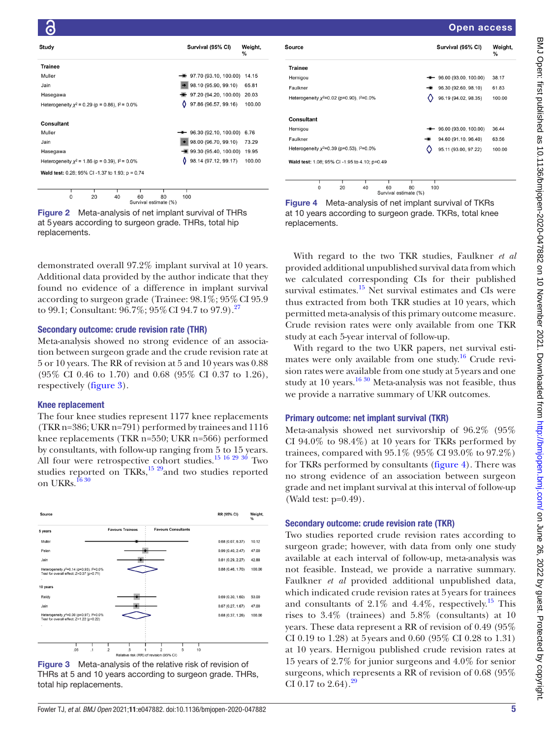| Study | Survival (95% CI) | Weight, % |
|---|---|---|
| **Trainee** | | |
| Muller | 97.70 (93.10, 100.00) | 14.15 |
| Jain | 98.10 (95.90, 99.10) | 65.81 |
| Hasegawa | 97.20 (94.20, 100.00) | 20.03 |
| Heterogeneity $\chi^2$ = 0.29 (p = 0.86), $I^2$ = 0.0% | 97.86 (96.57, 99.16) | 100.00 |
| **Consultant** | | |
| Muller | 96.30 (92.10, 100.00) | 6.76 |
| Jain | 98.00 (96.70, 99.10) | 73.29 |
| Hasegawa | 99.30 (95.40, 100.00) | 19.95 |
| Heterogeneity $\chi^2$ = 1.86 (p = 0.39), $I^2$ = 0.0% | 98.14 (97.12, 99.17) | 100.00 |
| **Wald test:** 0.28; 95% CI -1.37 to 1.93; p = 0.74 | | |

Figure 2 Meta-analysis of net implant survival of THRs at 5 years according to surgeon grade. THRs, total hip replacements.

demonstrated overall 97.2% implant survival at 10 years. Additional data provided by the author indicate that they found no evidence of a difference in implant survival according to surgeon grade (Trainee: 98.1%; 95% CI 95.9 to 99.1; Consultant: 96.7%; 95% CI 94.7 to 97.9).[27]

### Secondary outcome: crude revision rate (THR)

Meta-analysis showed no strong evidence of an association between surgeon grade and the crude revision rate at 5 or 10 years. The RR of revision at 5 and 10 years was 0.88 (95% CI 0.46 to 1.70) and 0.68 (95% CI 0.37 to 1.26), respectively (figure 3).

## Knee replacement

The four knee studies represent 1177 knee replacements (TKR n=386; UKR n=791) performed by trainees and 1116 knee replacements (TKR n=550; UKR n=566) performed by consultants, with follow-up ranging from 5 to 15 years. All four were retrospective cohort studies.[15 16 29 30] Two studies reported on TKRs,[15 29] and two studies reported on UKRs.[16 30]

| Source | RR (95% CI) | Weight, % |
|---|---|---|
| **5 years** | | |
| Muller | 0.68 (0.07, 6.37) | 10.12 |
| Palan | 0.99 (0.40, 2.47) | 47.00 |
| Jain | 0.81 (0.29, 2.27) | 42.88 |
| Heterogeneity $\chi^2$=0.14 (p=0.93), $I^2$=0.0%; Test for overall effect: Z=0.37 (p=0.71) | 0.88 (0.46, 1.70) | 100.00 |
| **10 years** | | |
| Reidy | 0.69 (0.30, 1.60) | 53.00 |
| Jain | 0.67 (0.27, 1.67) | 47.00 |
| Heterogeneity $\chi^2$=0.00 (p=0.97), $I^2$=0.0%; Test for overall effect: Z=1.22 (p=0.22) | 0.68 (0.37, 1.26) | 100.00 |

Favours Trainees / Favours Consultants. Relative risk (RR) of revision (95% CI)

Figure 3 Meta-analysis of the relative risk of revision of THRs at 5 and 10 years according to surgeon grade. THRs, total hip replacements.

| Source | Survival (95% CI) | Weight, % |
|---|---|---|
| **Trainee** | | |
| Hernigou | 96.00 (93.00, 100.00) | 38.17 |
| Faulkner | 96.30 (92.60, 98.10) | 61.83 |
| Heterogeneity $\chi^2$=0.02 (p=0.90), $I^2$=0.0% | 96.19 (94.02, 98.35) | 100.00 |
| **Consultant** | | |
| Hernigou | 96.00 (93.00, 100.00) | 36.44 |
| Faulkner | 94.60 (91.10, 96.40) | 63.56 |
| Heterogeneity $\chi^2$=0.39 (p=0.53), $I^2$=0.0% | 95.11 (93.00, 97.22) | 100.00 |
| **Wald test:** 1.08; 95% CI -1.95 to 4.10; p=0.49 | | |

Figure 4 Meta-analysis of net implant survival of TKRs at 10 years according to surgeon grade. TKRs, total knee replacements.

With regard to the two TKR studies, Faulkner *et al* provided additional unpublished survival data from which we calculated corresponding CIs for their published survival estimates.[15] Net survival estimates and CIs were thus extracted from both TKR studies at 10 years, which permitted meta-analysis of this primary outcome measure. Crude revision rates were only available from one TKR study at each 5-year interval of follow-up.

With regard to the two UKR papers, net survival estimates were only available from one study.[16] Crude revision rates were available from one study at 5 years and one study at 10 years.[16 30] Meta-analysis was not feasible, thus we provide a narrative summary of UKR outcomes.

### Primary outcome: net implant survival (TKR)

Meta-analysis showed net survivorship of 96.2% (95% CI 94.0% to 98.4%) at 10 years for TKRs performed by trainees, compared with 95.1% (95% CI 93.0% to 97.2%) for TKRs performed by consultants (figure 4). There was no strong evidence of an association between surgeon grade and net implant survival at this interval of follow-up (Wald test: p=0.49).

### Secondary outcome: crude revision rate (TKR)

Two studies reported crude revision rates according to surgeon grade; however, with data from only one study available at each interval of follow-up, meta-analysis was not feasible. Instead, we provide a narrative summary. Faulkner *et al* provided additional unpublished data, which indicated crude revision rates at 5 years for trainees and consultants of 2.1% and 4.4%, respectively.[15] This rises to 3.4% (trainees) and 5.8% (consultants) at 10 years. These data represent a RR of revision of 0.49 (95% CI 0.19 to 1.28) at 5 years and 0.60 (95% CI 0.28 to 1.31) at 10 years. Hernigou published crude revision rates at 15 years of 2.7% for junior surgeons and 4.0% for senior surgeons, which represents a RR of revision of 0.68 (95% CI 0.17 to 2.64).[29]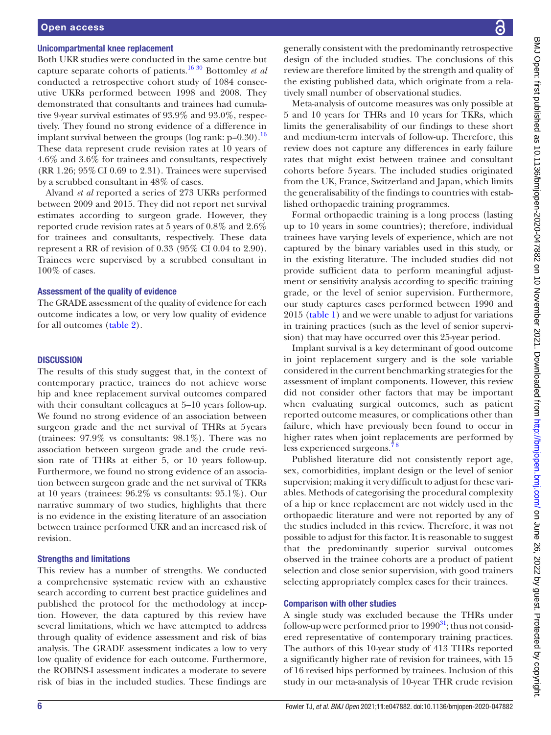### Unicompartmental knee replacement

Both UKR studies were conducted in the same centre but capture separate cohorts of patients.[16 30] Bottomley *et al* conducted a retrospective cohort study of 1084 consecutive UKRs performed between 1998 and 2008. They demonstrated that consultants and trainees had cumulative 9-year survival estimates of 93.9% and 93.0%, respectively. They found no strong evidence of a difference in implant survival between the groups (log rank: p=0.30).[16] These data represent crude revision rates at 10 years of 4.6% and 3.6% for trainees and consultants, respectively (RR 1.26; 95% CI 0.69 to 2.31). Trainees were supervised by a scrubbed consultant in 48% of cases.

Alvand *et al* reported a series of 273 UKRs performed between 2009 and 2015. They did not report net survival estimates according to surgeon grade. However, they reported crude revision rates at 5 years of 0.8% and 2.6% for trainees and consultants, respectively. These data represent a RR of revision of 0.33 (95% CI 0.04 to 2.90). Trainees were supervised by a scrubbed consultant in 100% of cases.

### Assessment of the quality of evidence

The GRADE assessment of the quality of evidence for each outcome indicates a low, or very low quality of evidence for all outcomes (table 2).

## DISCUSSION

The results of this study suggest that, in the context of contemporary practice, trainees do not achieve worse hip and knee replacement survival outcomes compared with their consultant colleagues at 5–10 years follow-up. We found no strong evidence of an association between surgeon grade and the net survival of THRs at 5 years (trainees: 97.9% vs consultants: 98.1%). There was no association between surgeon grade and the crude revision rate of THRs at either 5, or 10 years follow-up. Furthermore, we found no strong evidence of an association between surgeon grade and the net survival of TKRs at 10 years (trainees: 96.2% vs consultants: 95.1%). Our narrative summary of two studies, highlights that there is no evidence in the existing literature of an association between trainee performed UKR and an increased risk of revision.

### Strengths and limitations

This review has a number of strengths. We conducted a comprehensive systematic review with an exhaustive search according to current best practice guidelines and published the protocol for the methodology at inception. However, the data captured by this review have several limitations, which we have attempted to address through quality of evidence assessment and risk of bias analysis. The GRADE assessment indicates a low to very low quality of evidence for each outcome. Furthermore, the ROBINS-I assessment indicates a moderate to severe risk of bias in the included studies. These findings are generally consistent with the predominantly retrospective design of the included studies. The conclusions of this review are therefore limited by the strength and quality of the existing published data, which originate from a relatively small number of observational studies.

Meta-analysis of outcome measures was only possible at 5 and 10 years for THRs and 10 years for TKRs, which limits the generalisability of our findings to these short and medium-term intervals of follow-up. Therefore, this review does not capture any differences in early failure rates that might exist between trainee and consultant cohorts before 5 years. The included studies originated from the UK, France, Switzerland and Japan, which limits the generalisability of the findings to countries with established orthopaedic training programmes.

Formal orthopaedic training is a long process (lasting up to 10 years in some countries); therefore, individual trainees have varying levels of experience, which are not captured by the binary variables used in this study, or in the existing literature. The included studies did not provide sufficient data to perform meaningful adjustment or sensitivity analysis according to specific training grade, or the level of senior supervision. Furthermore, our study captures cases performed between 1990 and 2015 (table 1) and we were unable to adjust for variations in training practices (such as the level of senior supervision) that may have occurred over this 25-year period.

Implant survival is a key determinant of good outcome in joint replacement surgery and is the sole variable considered in the current benchmarking strategies for the assessment of implant components. However, this review did not consider other factors that may be important when evaluating surgical outcomes, such as patient reported outcome measures, or complications other than failure, which have previously been found to occur in higher rates when joint replacements are performed by less experienced surgeons.[7 8]

Published literature did not consistently report age, sex, comorbidities, implant design or the level of senior supervision; making it very difficult to adjust for these variables. Methods of categorising the procedural complexity of a hip or knee replacement are not widely used in the orthopaedic literature and were not reported by any of the studies included in this review. Therefore, it was not possible to adjust for this factor. It is reasonable to suggest that the predominantly superior survival outcomes observed in the trainee cohorts are a product of patient selection and close senior supervision, with good trainers selecting appropriately complex cases for their trainees.

### Comparison with other studies

A single study was excluded because the THRs under follow-up were performed prior to 1990[31]; thus not considered representative of contemporary training practices. The authors of this 10-year study of 413 THRs reported a significantly higher rate of revision for trainees, with 15 of 16 revised hips performed by trainees. Inclusion of this study in our meta-analysis of 10-year THR crude revision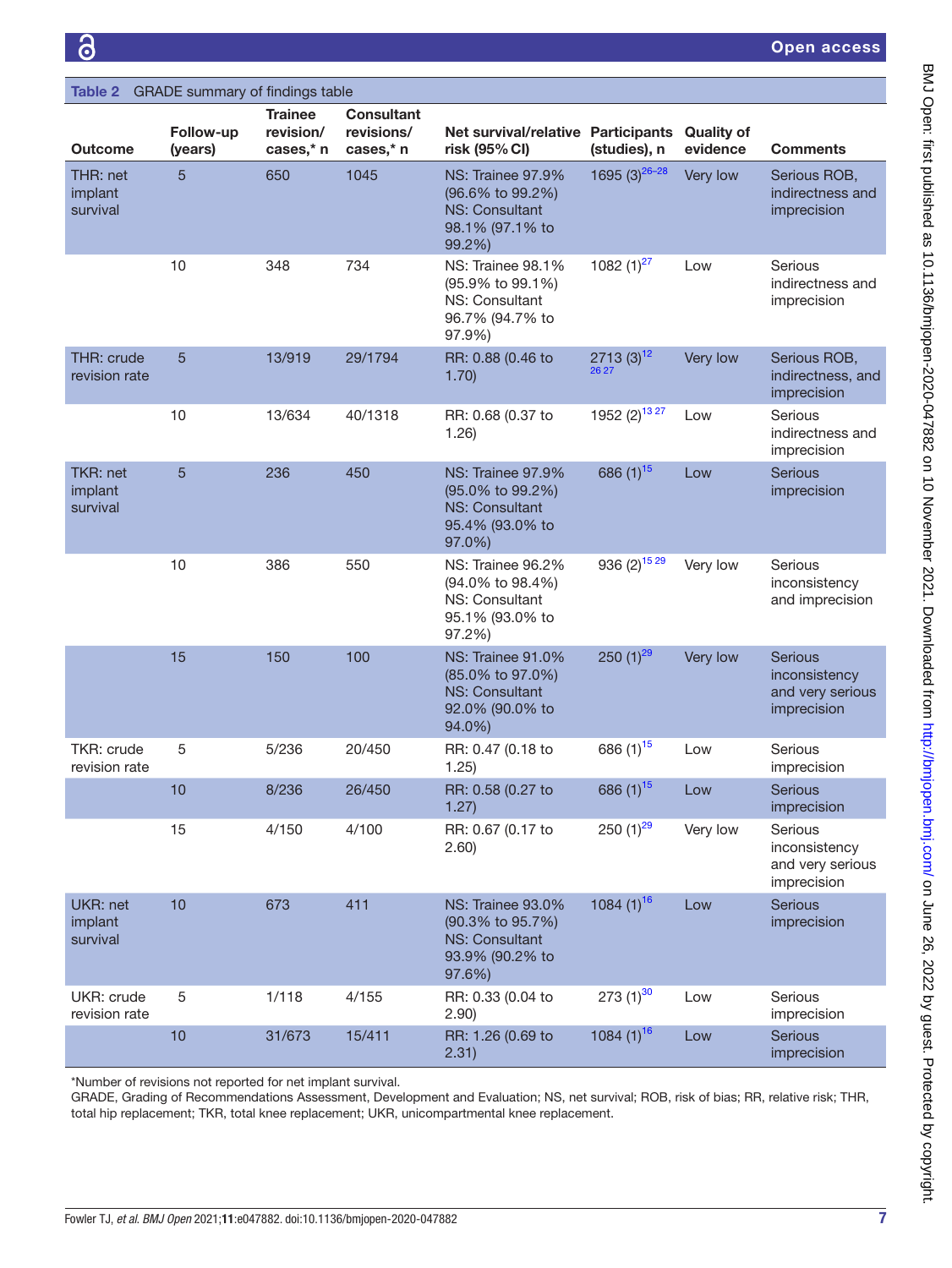**Table 2** GRADE summary of findings table

| Outcome | Follow-up (years) | Trainee revision/ cases,* n | Consultant revisions/ cases,* n | Net survival/relative risk (95% CI) | Participants (studies), n | Quality of evidence | Comments |
|---|---|---|---|---|---|---|---|
| THR: net implant survival | 5 | 650 | 1045 | NS: Trainee 97.9% (96.6% to 99.2%) NS: Consultant 98.1% (97.1% to 99.2%) | 1695 (3)[26–28] | Very low | Serious ROB, indirectness and imprecision |
| | 10 | 348 | 734 | NS: Trainee 98.1% (95.9% to 99.1%) NS: Consultant 96.7% (94.7% to 97.9%) | 1082 (1)[27] | Low | Serious indirectness and imprecision |
| THR: crude revision rate | 5 | 13/919 | 29/1794 | RR: 0.88 (0.46 to 1.70) | 2713 (3)[12 26 27] | Very low | Serious ROB, indirectness, and imprecision |
| | 10 | 13/634 | 40/1318 | RR: 0.68 (0.37 to 1.26) | 1952 (2)[13 27] | Low | Serious indirectness and imprecision |
| TKR: net implant survival | 5 | 236 | 450 | NS: Trainee 97.9% (95.0% to 99.2%) NS: Consultant 95.4% (93.0% to 97.0%) | 686 (1)[15] | Low | Serious imprecision |
| | 10 | 386 | 550 | NS: Trainee 96.2% (94.0% to 98.4%) NS: Consultant 95.1% (93.0% to 97.2%) | 936 (2)[15 29] | Very low | Serious inconsistency and imprecision |
| | 15 | 150 | 100 | NS: Trainee 91.0% (85.0% to 97.0%) NS: Consultant 92.0% (90.0% to 94.0%) | 250 (1)[29] | Very low | Serious inconsistency and very serious imprecision |
| TKR: crude revision rate | 5 | 5/236 | 20/450 | RR: 0.47 (0.18 to 1.25) | 686 (1)[15] | Low | Serious imprecision |
| | 10 | 8/236 | 26/450 | RR: 0.58 (0.27 to 1.27) | 686 (1)[15] | Low | Serious imprecision |
| | 15 | 4/150 | 4/100 | RR: 0.67 (0.17 to 2.60) | 250 (1)[29] | Very low | Serious inconsistency and very serious imprecision |
| UKR: net implant survival | 10 | 673 | 411 | NS: Trainee 93.0% (90.3% to 95.7%) NS: Consultant 93.9% (90.2% to 97.6%) | 1084 (1)[16] | Low | Serious imprecision |
| UKR: crude revision rate | 5 | 1/118 | 4/155 | RR: 0.33 (0.04 to 2.90) | 273 (1)[30] | Low | Serious imprecision |
| | 10 | 31/673 | 15/411 | RR: 1.26 (0.69 to 2.31) | 1084 (1)[16] | Low | Serious imprecision |

*Number of revisions not reported for net implant survival.

GRADE, Grading of Recommendations Assessment, Development and Evaluation; NS, net survival; ROB, risk of bias; RR, relative risk; THR, total hip replacement; TKR, total knee replacement; UKR, unicompartmental knee replacement.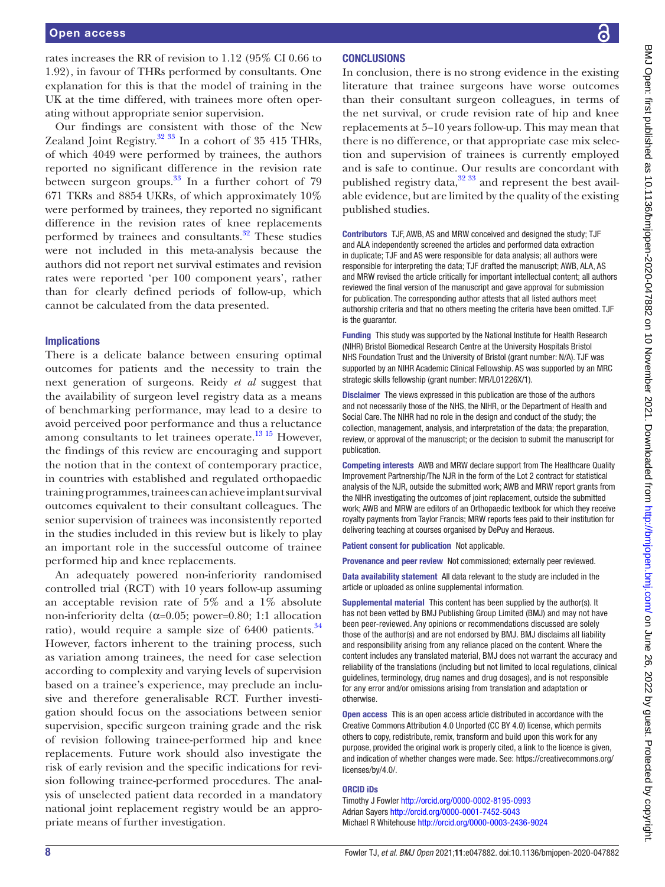rates increases the RR of revision to 1.12 (95% CI 0.66 to 1.92), in favour of THRs performed by consultants. One explanation for this is that the model of training in the UK at the time differed, with trainees more often operating without appropriate senior supervision.

Our findings are consistent with those of the New Zealand Joint Registry.[32 33] In a cohort of 35 415 THRs, of which 4049 were performed by trainees, the authors reported no significant difference in the revision rate between surgeon groups.[33] In a further cohort of 79 671 TKRs and 8854 UKRs, of which approximately 10% were performed by trainees, they reported no significant difference in the revision rates of knee replacements performed by trainees and consultants.[32] These studies were not included in this meta-analysis because the authors did not report net survival estimates and revision rates were reported 'per 100 component years', rather than for clearly defined periods of follow-up, which cannot be calculated from the data presented.

### Implications

There is a delicate balance between ensuring optimal outcomes for patients and the necessity to train the next generation of surgeons. Reidy *et al* suggest that the availability of surgeon level registry data as a means of benchmarking performance, may lead to a desire to avoid perceived poor performance and thus a reluctance among consultants to let trainees operate.[13 15] However, the findings of this review are encouraging and support the notion that in the context of contemporary practice, in countries with established and regulated orthopaedic training programmes, trainees can achieve implant survival outcomes equivalent to their consultant colleagues. The senior supervision of trainees was inconsistently reported in the studies included in this review but is likely to play an important role in the successful outcome of trainee performed hip and knee replacements.

An adequately powered non-inferiority randomised controlled trial (RCT) with 10 years follow-up assuming an acceptable revision rate of 5% and a 1% absolute non-inferiority delta ($\alpha$=0.05; power=0.80; 1:1 allocation ratio), would require a sample size of 6400 patients.[34] However, factors inherent to the training process, such as variation among trainees, the need for case selection according to complexity and varying levels of supervision based on a trainee's experience, may preclude an inclusive and therefore generalisable RCT. Further investigation should focus on the associations between senior supervision, specific surgeon training grade and the risk of revision following trainee-performed hip and knee replacements. Future work should also investigate the risk of early revision and the specific indications for revision following trainee-performed procedures. The analysis of unselected patient data recorded in a mandatory national joint replacement registry would be an appropriate means of further investigation.

## CONCLUSIONS

In conclusion, there is no strong evidence in the existing literature that trainee surgeons have worse outcomes than their consultant surgeon colleagues, in terms of the net survival, or crude revision rate of hip and knee replacements at 5–10 years follow-up. This may mean that there is no difference, or that appropriate case mix selection and supervision of trainees is currently employed and is safe to continue. Our results are concordant with published registry data,[32 33] and represent the best available evidence, but are limited by the quality of the existing published studies.

**Contributors** TJF, AWB, AS and MRW conceived and designed the study; TJF and ALA independently screened the articles and performed data extraction in duplicate; TJF and AS were responsible for data analysis; all authors were responsible for interpreting the data; TJF drafted the manuscript; AWB, ALA, AS and MRW revised the article critically for important intellectual content; all authors reviewed the final version of the manuscript and gave approval for submission for publication. The corresponding author attests that all listed authors meet authorship criteria and that no others meeting the criteria have been omitted. TJF is the guarantor.

**Funding** This study was supported by the National Institute for Health Research (NIHR) Bristol Biomedical Research Centre at the University Hospitals Bristol NHS Foundation Trust and the University of Bristol (grant number: N/A). TJF was supported by an NIHR Academic Clinical Fellowship. AS was supported by an MRC strategic skills fellowship (grant number: MR/L01226X/1).

**Disclaimer** The views expressed in this publication are those of the authors and not necessarily those of the NHS, the NIHR, or the Department of Health and Social Care. The NIHR had no role in the design and conduct of the study; the collection, management, analysis, and interpretation of the data; the preparation, review, or approval of the manuscript; or the decision to submit the manuscript for publication.

**Competing interests** AWB and MRW declare support from The Healthcare Quality Improvement Partnership/The NJR in the form of the Lot 2 contract for statistical analysis of the NJR, outside the submitted work; AWB and MRW report grants from the NIHR investigating the outcomes of joint replacement, outside the submitted work; AWB and MRW are editors of an Orthopaedic textbook for which they receive royalty payments from Taylor Francis; MRW reports fees paid to their institution for delivering teaching at courses organised by DePuy and Heraeus.

**Patient consent for publication** Not applicable.

**Provenance and peer review** Not commissioned; externally peer reviewed.

**Data availability statement** All data relevant to the study are included in the article or uploaded as online supplemental information.

**Supplemental material** This content has been supplied by the author(s). It has not been vetted by BMJ Publishing Group Limited (BMJ) and may not have been peer-reviewed. Any opinions or recommendations discussed are solely those of the author(s) and are not endorsed by BMJ. BMJ disclaims all liability and responsibility arising from any reliance placed on the content. Where the content includes any translated material, BMJ does not warrant the accuracy and reliability of the translations (including but not limited to local regulations, clinical guidelines, terminology, drug names and drug dosages), and is not responsible for any error and/or omissions arising from translation and adaptation or otherwise.

**Open access** This is an open access article distributed in accordance with the Creative Commons Attribution 4.0 Unported (CC BY 4.0) license, which permits others to copy, redistribute, remix, transform and build upon this work for any purpose, provided the original work is properly cited, a link to the licence is given, and indication of whether changes were made. See: https://creativecommons.org/licenses/by/4.0/.

### ORCID iDs

Timothy J Fowler http://orcid.org/0000-0002-8195-0993
Adrian Sayers http://orcid.org/0000-0001-7452-5043
Michael R Whitehouse http://orcid.org/0000-0003-2436-9024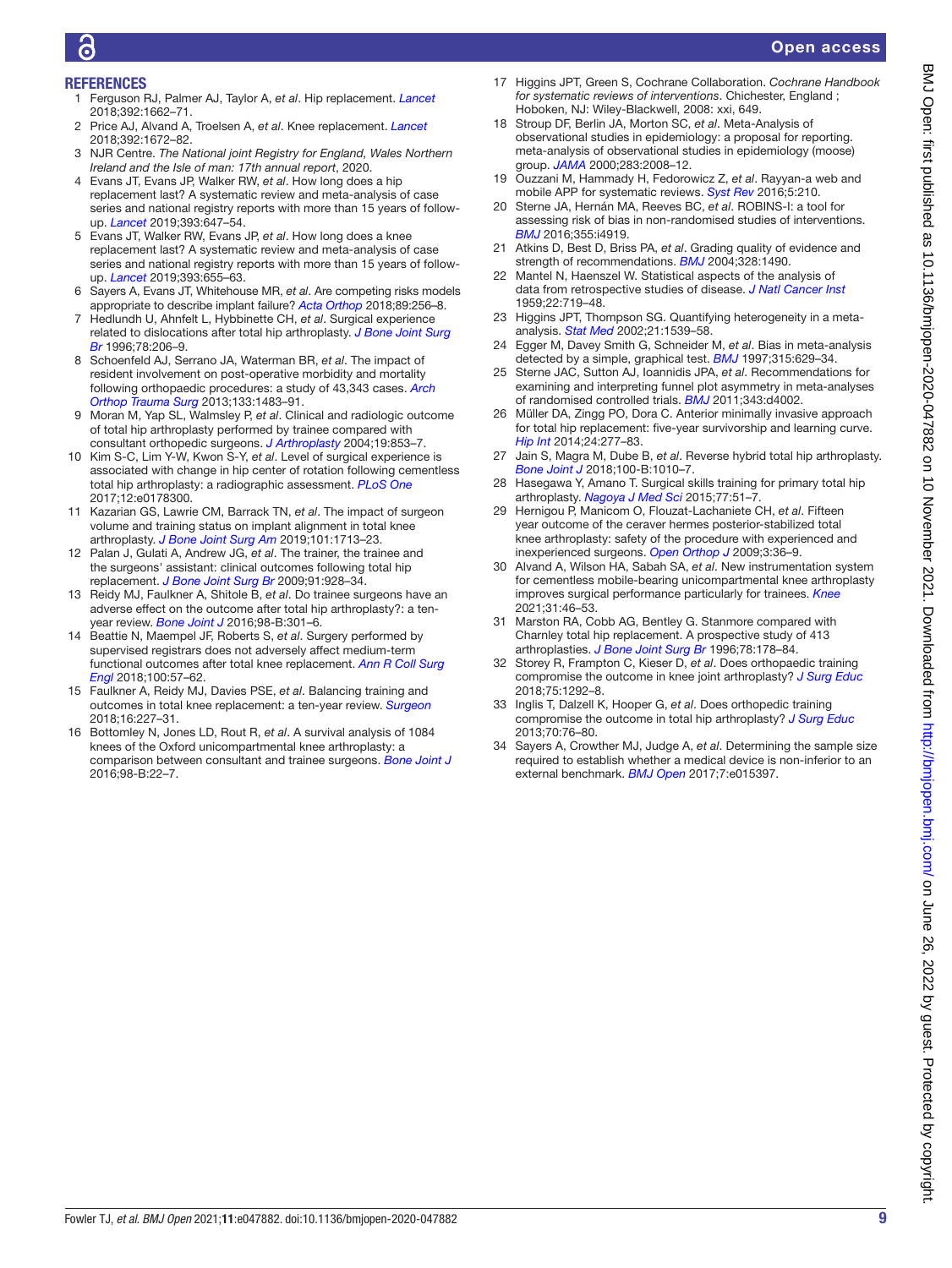## REFERENCES

1. Ferguson RJ, Palmer AJ, Taylor A, *et al*. Hip replacement. *Lancet* 2018;392:1662–71.
2. Price AJ, Alvand A, Troelsen A, *et al*. Knee replacement. *Lancet* 2018;392:1672–82.
3. NJR Centre. *The National joint Registry for England, Wales Northern Ireland and the Isle of man: 17th annual report*, 2020.
4. Evans JT, Evans JP, Walker RW, *et al*. How long does a hip replacement last? A systematic review and meta-analysis of case series and national registry reports with more than 15 years of follow-up. *Lancet* 2019;393:647–54.
5. Evans JT, Walker RW, Evans JP, *et al*. How long does a knee replacement last? A systematic review and meta-analysis of case series and national registry reports with more than 15 years of follow-up. *Lancet* 2019;393:655–63.
6. Sayers A, Evans JT, Whitehouse MR, *et al*. Are competing risks models appropriate to describe implant failure? *Acta Orthop* 2018;89:256–8.
7. Hedlundh U, Ahnfelt L, Hybbinette CH, *et al*. Surgical experience related to dislocations after total hip arthroplasty. *J Bone Joint Surg Br* 1996;78:206–9.
8. Schoenfeld AJ, Serrano JA, Waterman BR, *et al*. The impact of resident involvement on post-operative morbidity and mortality following orthopaedic procedures: a study of 43,343 cases. *Arch Orthop Trauma Surg* 2013;133:1483–91.
9. Moran M, Yap SL, Walmsley P, *et al*. Clinical and radiologic outcome of total hip arthroplasty performed by trainee compared with consultant orthopedic surgeons. *J Arthroplasty* 2004;19:853–7.
10. Kim S-C, Lim Y-W, Kwon S-Y, *et al*. Level of surgical experience is associated with change in hip center of rotation following cementless total hip arthroplasty: a radiographic assessment. *PLoS One* 2017;12:e0178300.
11. Kazarian GS, Lawrie CM, Barrack TN, *et al*. The impact of surgeon volume and training status on implant alignment in total knee arthroplasty. *J Bone Joint Surg Am* 2019;101:1713–23.
12. Palan J, Gulati A, Andrew JG, *et al*. The trainer, the trainee and the surgeons' assistant: clinical outcomes following total hip replacement. *J Bone Joint Surg Br* 2009;91:928–34.
13. Reidy MJ, Faulkner A, Shitole B, *et al*. Do trainee surgeons have an adverse effect on the outcome after total hip arthroplasty?: a ten-year review. *Bone Joint J* 2016;98-B:301–6.
14. Beattie N, Maempel JF, Roberts S, *et al*. Surgery performed by supervised registrars does not adversely affect medium-term functional outcomes after total knee replacement. *Ann R Coll Surg Engl* 2018;100:57–62.
15. Faulkner A, Reidy MJ, Davies PSE, *et al*. Balancing training and outcomes in total knee replacement: a ten-year review. *Surgeon* 2018;16:227–31.
16. Bottomley N, Jones LD, Rout R, *et al*. A survival analysis of 1084 knees of the Oxford unicompartmental knee arthroplasty: a comparison between consultant and trainee surgeons. *Bone Joint J* 2016;98-B:22–7.
17. Higgins JPT, Green S, Cochrane Collaboration. *Cochrane Handbook for systematic reviews of interventions*. Chichester, England ; Hoboken, NJ: Wiley-Blackwell, 2008: xxi, 649.
18. Stroup DF, Berlin JA, Morton SC, *et al*. Meta-Analysis of observational studies in epidemiology: a proposal for reporting. meta-analysis of observational studies in epidemiology (moose) group. *JAMA* 2000;283:2008–12.
19. Ouzzani M, Hammady H, Fedorowicz Z, *et al*. Rayyan-a web and mobile APP for systematic reviews. *Syst Rev* 2016;5:210.
20. Sterne JA, Hernán MA, Reeves BC, *et al*. ROBINS-I: a tool for assessing risk of bias in non-randomised studies of interventions. *BMJ* 2016;355:i4919.
21. Atkins D, Best D, Briss PA, *et al*. Grading quality of evidence and strength of recommendations. *BMJ* 2004;328:1490.
22. Mantel N, Haenszel W. Statistical aspects of the analysis of data from retrospective studies of disease. *J Natl Cancer Inst* 1959;22:719–48.
23. Higgins JPT, Thompson SG. Quantifying heterogeneity in a meta-analysis. *Stat Med* 2002;21:1539–58.
24. Egger M, Davey Smith G, Schneider M, *et al*. Bias in meta-analysis detected by a simple, graphical test. *BMJ* 1997;315:629–34.
25. Sterne JAC, Sutton AJ, Ioannidis JPA, *et al*. Recommendations for examining and interpreting funnel plot asymmetry in meta-analyses of randomised controlled trials. *BMJ* 2011;343:d4002.
26. Müller DA, Zingg PO, Dora C. Anterior minimally invasive approach for total hip replacement: five-year survivorship and learning curve. *Hip Int* 2014;24:277–83.
27. Jain S, Magra M, Dube B, *et al*. Reverse hybrid total hip arthroplasty. *Bone Joint J* 2018;100-B:1010–7.
28. Hasegawa Y, Amano T. Surgical skills training for primary total hip arthroplasty. *Nagoya J Med Sci* 2015;77:51–7.
29. Hernigou P, Manicom O, Flouzat-Lachaniete CH, *et al*. Fifteen year outcome of the ceraver hermes posterior-stabilized total knee arthroplasty: safety of the procedure with experienced and inexperienced surgeons. *Open Orthop J* 2009;3:36–9.
30. Alvand A, Wilson HA, Sabah SA, *et al*. New instrumentation system for cementless mobile-bearing unicompartmental knee arthroplasty improves surgical performance particularly for trainees. *Knee* 2021;31:46–53.
31. Marston RA, Cobb AG, Bentley G. Stanmore compared with Charnley total hip replacement. A prospective study of 413 arthroplasties. *J Bone Joint Surg Br* 1996;78:178–84.
32. Storey R, Frampton C, Kieser D, *et al*. Does orthopaedic training compromise the outcome in knee joint arthroplasty? *J Surg Educ* 2018;75:1292–8.
33. Inglis T, Dalzell K, Hooper G, *et al*. Does orthopedic training compromise the outcome in total hip arthroplasty? *J Surg Educ* 2013;70:76–80.
34. Sayers A, Crowther MJ, Judge A, *et al*. Determining the sample size required to establish whether a medical device is non-inferior to an external benchmark. *BMJ Open* 2017;7:e015397.